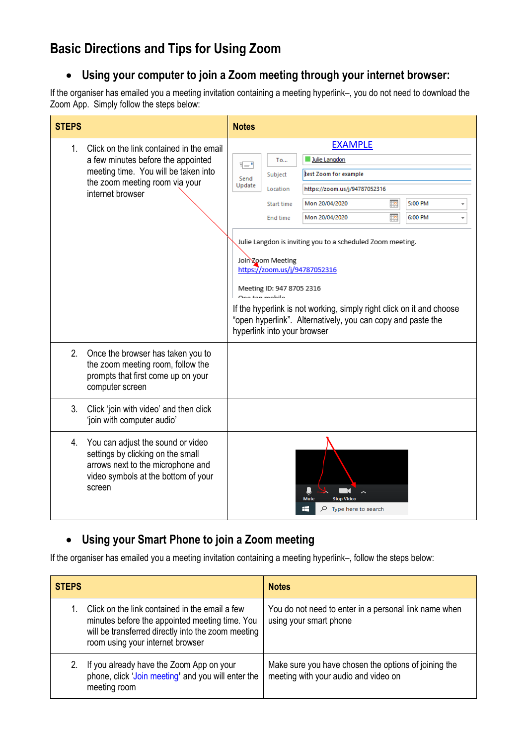# Basic Directions and Tips for Using Zoom

- ## Using your computer to join a Zoom meeting through your internet browser:

If the organiser has emailed you a meeting invitation containing a meeting hyperlink–, you do not need to download the Zoom App. Simply follow the steps below:

| STEPS | Notes |
|---|---|
| 1. Click on the link contained in the email a few minutes before the appointed meeting time. You will be taken into the zoom meeting room via your internet browser | EXAMPLE<br>To... Julie Langdon<br>Subject: test Zoom for example<br>Location: https://zoom.us/j/94787052316<br>Start time: Mon 20/04/2020 5:00 PM<br>End time: Mon 20/04/2020 6:00 PM<br>Julie Langdon is inviting you to a scheduled Zoom meeting.<br>Join Zoom Meeting<br>https://zoom.us/j/94787052316<br>Meeting ID: 947 8705 2316<br>If the hyperlink is not working, simply right click on it and choose "open hyperlink". Alternatively, you can copy and paste the hyperlink into your browser |
| 2. Once the browser has taken you to the zoom meeting room, follow the prompts that first come up on your computer screen | |
| 3. Click 'join with video' and then click 'join with computer audio' | |
| 4. You can adjust the sound or video settings by clicking on the small arrows next to the microphone and video symbols at the bottom of your screen | Mute Stop Video |

- ## Using your Smart Phone to join a Zoom meeting

If the organiser has emailed you a meeting invitation containing a meeting hyperlink–, follow the steps below:

| STEPS | Notes |
|---|---|
| 1. Click on the link contained in the email a few minutes before the appointed meeting time. You will be transferred directly into the zoom meeting room using your internet browser | You do not need to enter in a personal link name when using your smart phone |
| 2. If you already have the Zoom App on your phone, click 'Join meeting' and you will enter the meeting room | Make sure you have chosen the options of joining the meeting with your audio and video on |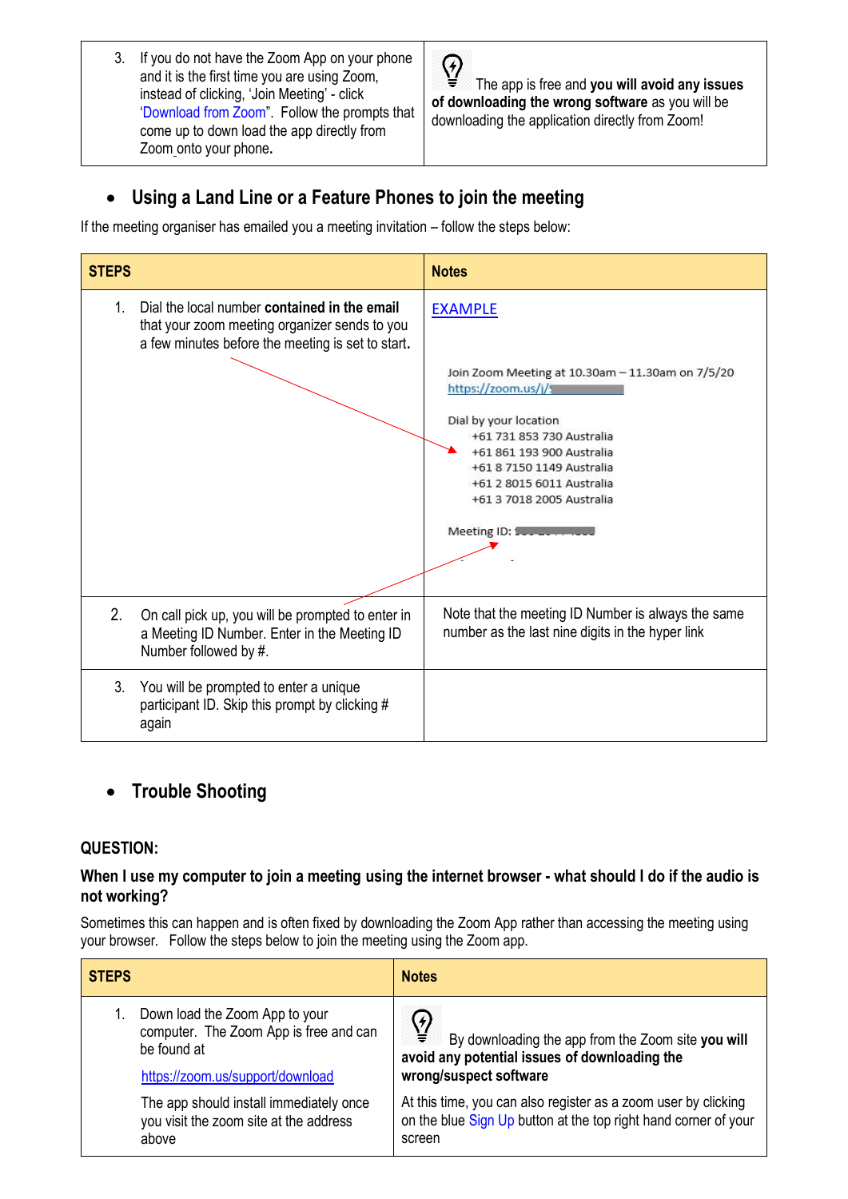| | |
|---|---|
| 3. If you do not have the Zoom App on your phone and it is the first time you are using Zoom, instead of clicking, 'Join Meeting' - click 'Download from Zoom". Follow the prompts that come up to down load the app directly from Zoom onto your phone. | The app is free and **you will avoid any issues of downloading the wrong software** as you will be downloading the application directly from Zoom! |

- ## Using a Land Line or a Feature Phones to join the meeting

If the meeting organiser has emailed you a meeting invitation – follow the steps below:

| STEPS | Notes |
|---|---|
| 1. Dial the local number **contained in the email** that your zoom meeting organizer sends to you a few minutes before the meeting is set to start**.** | EXAMPLE<br><br>Join Zoom Meeting at 10.30am – 11.30am on 7/5/20<br>https://zoom.us/j/<br><br>Dial by your location<br>+61 731 853 730 Australia<br>+61 861 193 900 Australia<br>+61 8 7150 1149 Australia<br>+61 2 8015 6011 Australia<br>+61 3 7018 2005 Australia<br><br>Meeting ID: |
| 2. On call pick up, you will be prompted to enter in a Meeting ID Number. Enter in the Meeting ID Number followed by #. | Note that the meeting ID Number is always the same number as the last nine digits in the hyper link |
| 3. You will be prompted to enter a unique participant ID. Skip this prompt by clicking # again | |

- ## Trouble Shooting

**QUESTION:**

**When I use my computer to join a meeting using the internet browser - what should I do if the audio is not working?**

Sometimes this can happen and is often fixed by downloading the Zoom App rather than accessing the meeting using your browser. Follow the steps below to join the meeting using the Zoom app.

| STEPS | Notes |
|---|---|
| 1. Down load the Zoom App to your computer. The Zoom App is free and can be found at<br><br>https://zoom.us/support/download<br><br>The app should install immediately once you visit the zoom site at the address above | By downloading the app from the Zoom site **you will avoid any potential issues of downloading the wrong/suspect software**<br><br>At this time, you can also register as a zoom user by clicking on the blue Sign Up button at the top right hand corner of your screen |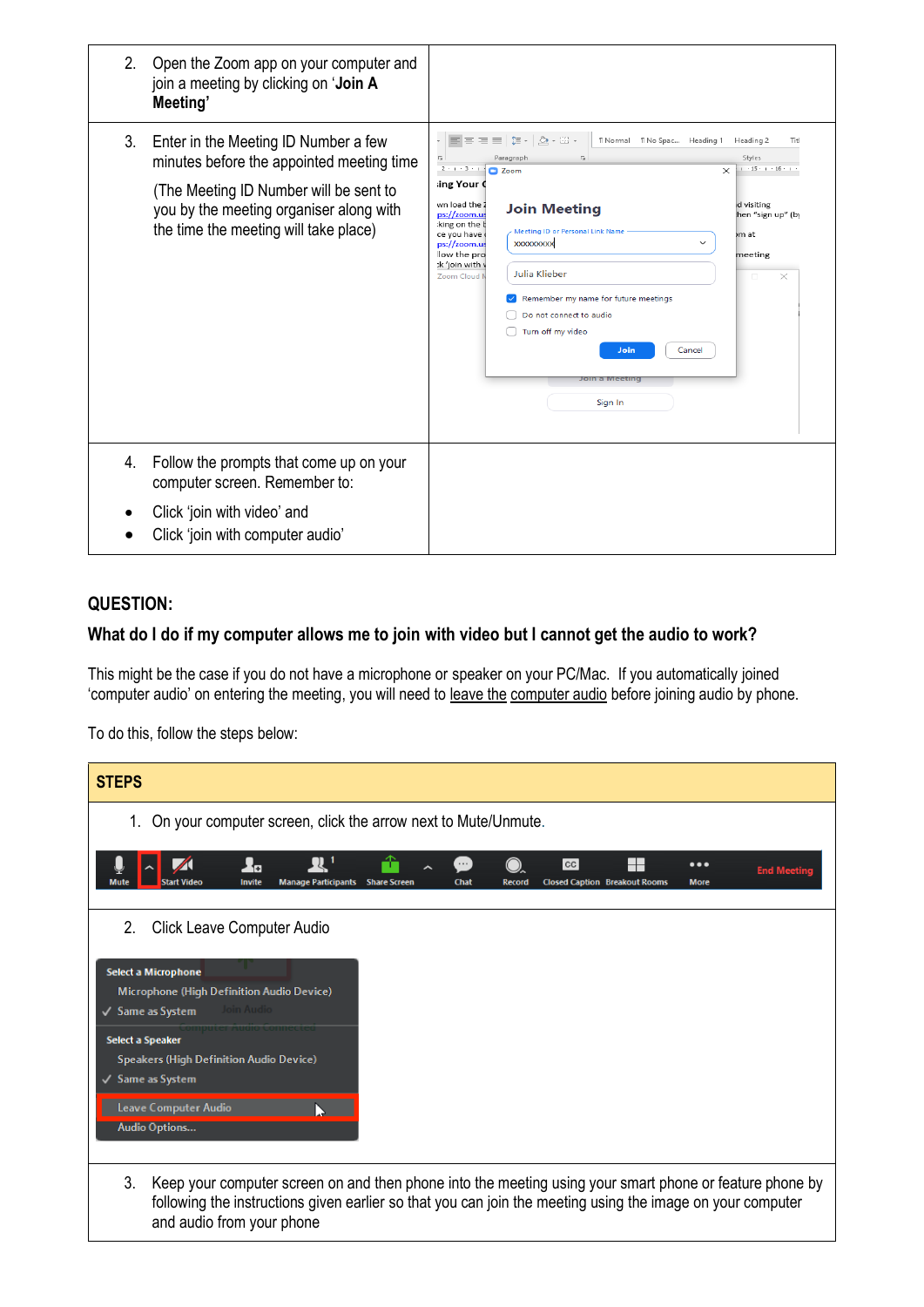| | |
|---|---|
| 2. Open the Zoom app on your computer and join a meeting by clicking on '**Join A Meeting**' | |
| 3. Enter in the Meeting ID Number a few minutes before the appointed meeting time<br><br>(The Meeting ID Number will be sent to you by the meeting organiser along with the time the meeting will take place) | |
| 4. Follow the prompts that come up on your computer screen. Remember to:<br>• Click 'join with video' and<br>• Click 'join with computer audio' | |

## QUESTION:

## What do I do if my computer allows me to join with video but I cannot get the audio to work?

This might be the case if you do not have a microphone or speaker on your PC/Mac. If you automatically joined 'computer audio' on entering the meeting, you will need to leave the computer audio before joining audio by phone.

To do this, follow the steps below:

| **STEPS** |
|---|
| 1. On your computer screen, click the arrow next to Mute/Unmute. |
| 2. Click Leave Computer Audio |
| 3. Keep your computer screen on and then phone into the meeting using your smart phone or feature phone by following the instructions given earlier so that you can join the meeting using the image on your computer and audio from your phone |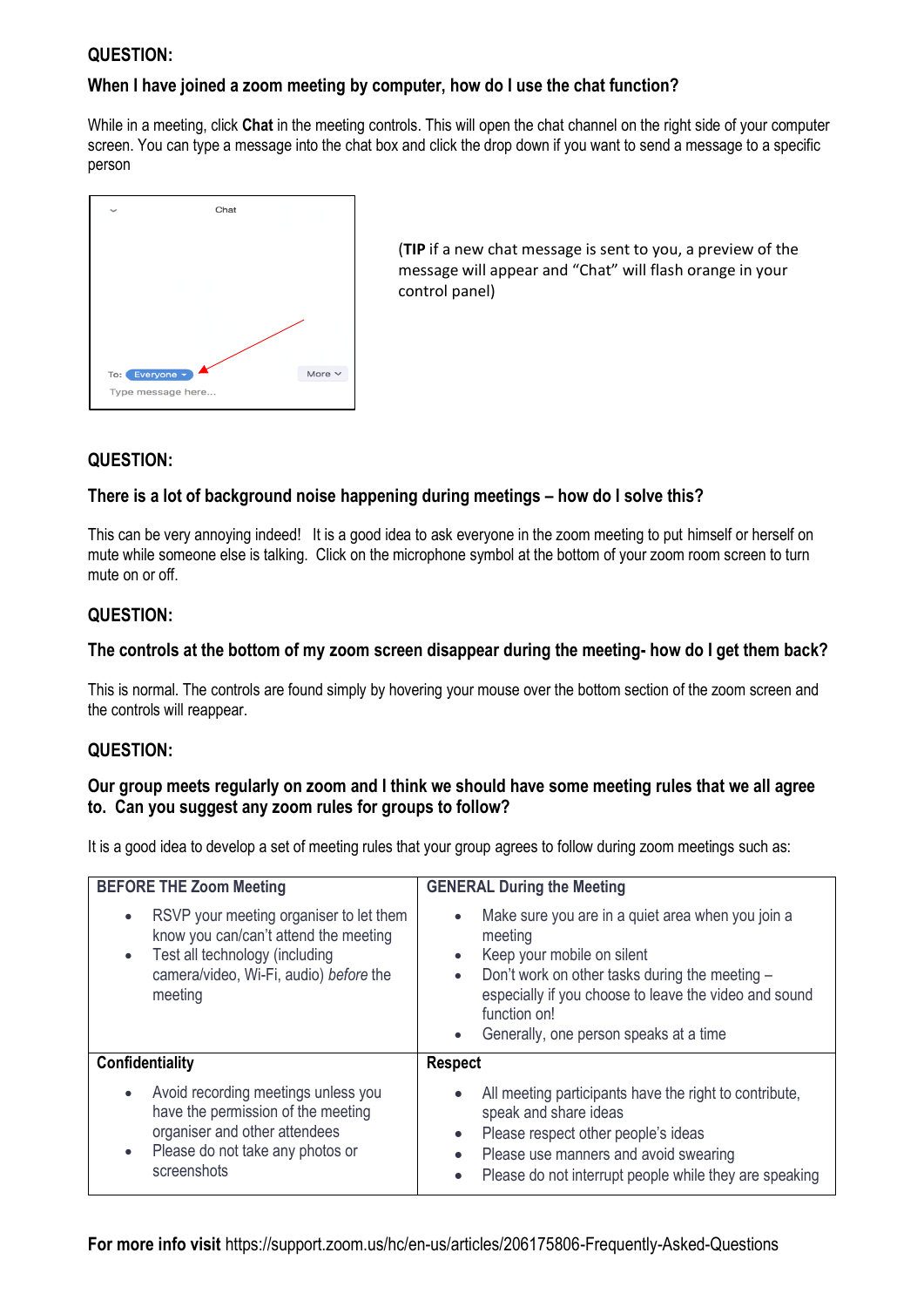**QUESTION:**

**When I have joined a zoom meeting by computer, how do I use the chat function?**

While in a meeting, click **Chat** in the meeting controls. This will open the chat channel on the right side of your computer screen. You can type a message into the chat box and click the drop down if you want to send a message to a specific person

(**TIP** if a new chat message is sent to you, a preview of the message will appear and "Chat" will flash orange in your control panel)

**QUESTION:**

**There is a lot of background noise happening during meetings – how do I solve this?**

This can be very annoying indeed! It is a good idea to ask everyone in the zoom meeting to put himself or herself on mute while someone else is talking. Click on the microphone symbol at the bottom of your zoom room screen to turn mute on or off.

**QUESTION:**

**The controls at the bottom of my zoom screen disappear during the meeting- how do I get them back?**

This is normal. The controls are found simply by hovering your mouse over the bottom section of the zoom screen and the controls will reappear.

**QUESTION:**

**Our group meets regularly on zoom and I think we should have some meeting rules that we all agree to. Can you suggest any zoom rules for groups to follow?**

It is a good idea to develop a set of meeting rules that your group agrees to follow during zoom meetings such as:

| **BEFORE THE Zoom Meeting** | **GENERAL During the Meeting** |
|---|---|
| • RSVP your meeting organiser to let them know you can/can't attend the meeting<br>• Test all technology (including camera/video, Wi-Fi, audio) *before* the meeting | • Make sure you are in a quiet area when you join a meeting<br>• Keep your mobile on silent<br>• Don't work on other tasks during the meeting – especially if you choose to leave the video and sound function on!<br>• Generally, one person speaks at a time |
| **Confidentiality** | **Respect** |
| • Avoid recording meetings unless you have the permission of the meeting organiser and other attendees<br>• Please do not take any photos or screenshots | • All meeting participants have the right to contribute, speak and share ideas<br>• Please respect other people's ideas<br>• Please use manners and avoid swearing<br>• Please do not interrupt people while they are speaking |

**For more info visit** https://support.zoom.us/hc/en-us/articles/206175806-Frequently-Asked-Questions